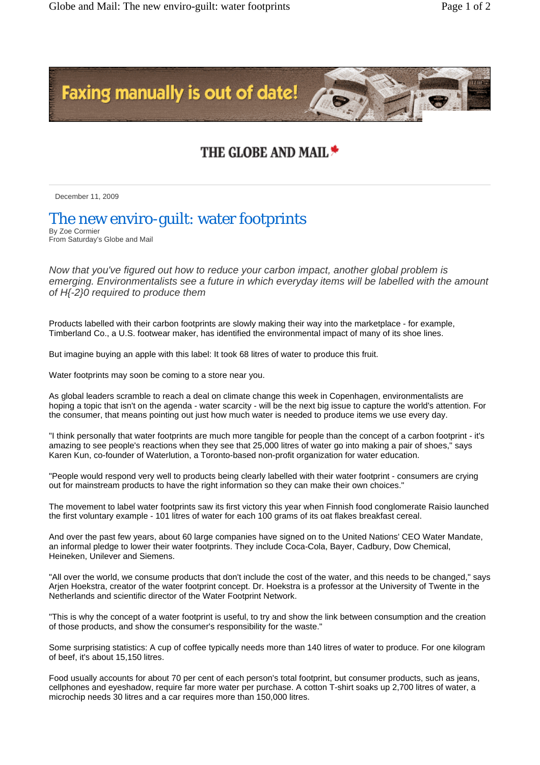THE GLOBE AND MAIL

December 11, 2009

# The new enviro-guilt: water footprints

By Zoe Cormier
From Saturday's Globe and Mail

*Now that you've figured out how to reduce your carbon impact, another global problem is emerging. Environmentalists see a future in which everyday items will be labelled with the amount of H{-2}0 required to produce them*

Products labelled with their carbon footprints are slowly making their way into the marketplace - for example, Timberland Co., a U.S. footwear maker, has identified the environmental impact of many of its shoe lines.

But imagine buying an apple with this label: It took 68 litres of water to produce this fruit.

Water footprints may soon be coming to a store near you.

As global leaders scramble to reach a deal on climate change this week in Copenhagen, environmentalists are hoping a topic that isn't on the agenda - water scarcity - will be the next big issue to capture the world's attention. For the consumer, that means pointing out just how much water is needed to produce items we use every day.

"I think personally that water footprints are much more tangible for people than the concept of a carbon footprint - it's amazing to see people's reactions when they see that 25,000 litres of water go into making a pair of shoes," says Karen Kun, co-founder of Waterlution, a Toronto-based non-profit organization for water education.

"People would respond very well to products being clearly labelled with their water footprint - consumers are crying out for mainstream products to have the right information so they can make their own choices."

The movement to label water footprints saw its first victory this year when Finnish food conglomerate Raisio launched the first voluntary example - 101 litres of water for each 100 grams of its oat flakes breakfast cereal.

And over the past few years, about 60 large companies have signed on to the United Nations' CEO Water Mandate, an informal pledge to lower their water footprints. They include Coca-Cola, Bayer, Cadbury, Dow Chemical, Heineken, Unilever and Siemens.

"All over the world, we consume products that don't include the cost of the water, and this needs to be changed," says Arjen Hoekstra, creator of the water footprint concept. Dr. Hoekstra is a professor at the University of Twente in the Netherlands and scientific director of the Water Footprint Network.

"This is why the concept of a water footprint is useful, to try and show the link between consumption and the creation of those products, and show the consumer's responsibility for the waste."

Some surprising statistics: A cup of coffee typically needs more than 140 litres of water to produce. For one kilogram of beef, it's about 15,150 litres.

Food usually accounts for about 70 per cent of each person's total footprint, but consumer products, such as jeans, cellphones and eyeshadow, require far more water per purchase. A cotton T-shirt soaks up 2,700 litres of water, a microchip needs 30 litres and a car requires more than 150,000 litres.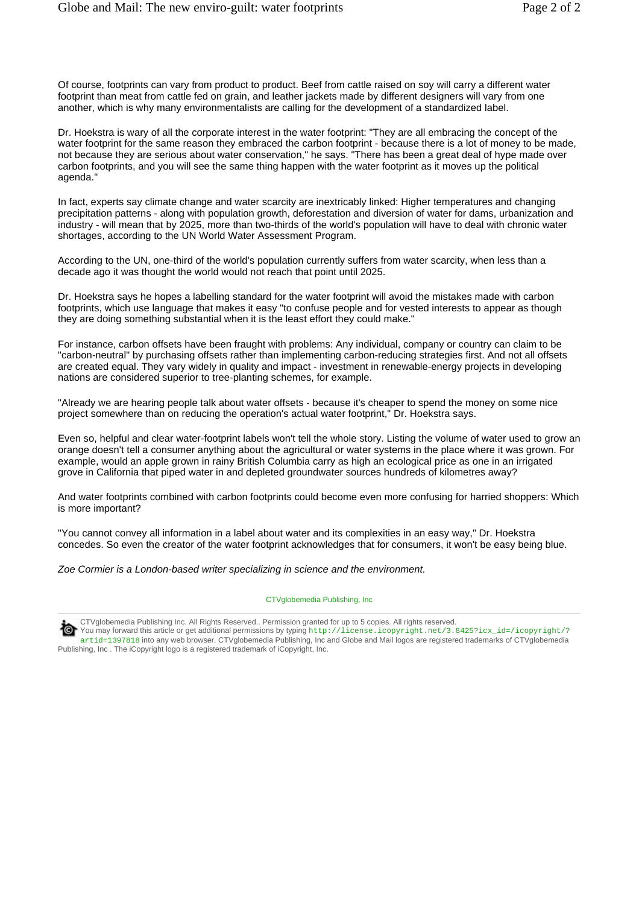Of course, footprints can vary from product to product. Beef from cattle raised on soy will carry a different water footprint than meat from cattle fed on grain, and leather jackets made by different designers will vary from one another, which is why many environmentalists are calling for the development of a standardized label.

Dr. Hoekstra is wary of all the corporate interest in the water footprint: "They are all embracing the concept of the water footprint for the same reason they embraced the carbon footprint - because there is a lot of money to be made, not because they are serious about water conservation," he says. "There has been a great deal of hype made over carbon footprints, and you will see the same thing happen with the water footprint as it moves up the political agenda."

In fact, experts say climate change and water scarcity are inextricably linked: Higher temperatures and changing precipitation patterns - along with population growth, deforestation and diversion of water for dams, urbanization and industry - will mean that by 2025, more than two-thirds of the world's population will have to deal with chronic water shortages, according to the UN World Water Assessment Program.

According to the UN, one-third of the world's population currently suffers from water scarcity, when less than a decade ago it was thought the world would not reach that point until 2025.

Dr. Hoekstra says he hopes a labelling standard for the water footprint will avoid the mistakes made with carbon footprints, which use language that makes it easy "to confuse people and for vested interests to appear as though they are doing something substantial when it is the least effort they could make."

For instance, carbon offsets have been fraught with problems: Any individual, company or country can claim to be "carbon-neutral" by purchasing offsets rather than implementing carbon-reducing strategies first. And not all offsets are created equal. They vary widely in quality and impact - investment in renewable-energy projects in developing nations are considered superior to tree-planting schemes, for example.

"Already we are hearing people talk about water offsets - because it's cheaper to spend the money on some nice project somewhere than on reducing the operation's actual water footprint," Dr. Hoekstra says.

Even so, helpful and clear water-footprint labels won't tell the whole story. Listing the volume of water used to grow an orange doesn't tell a consumer anything about the agricultural or water systems in the place where it was grown. For example, would an apple grown in rainy British Columbia carry as high an ecological price as one in an irrigated grove in California that piped water in and depleted groundwater sources hundreds of kilometres away?

And water footprints combined with carbon footprints could become even more confusing for harried shoppers: Which is more important?

"You cannot convey all information in a label about water and its complexities in an easy way," Dr. Hoekstra concedes. So even the creator of the water footprint acknowledges that for consumers, it won't be easy being blue.

*Zoe Cormier is a London-based writer specializing in science and the environment.*

CTVglobemedia Publishing, Inc

CTVglobemedia Publishing Inc. All Rights Reserved.. Permission granted for up to 5 copies. All rights reserved.
You may forward this article or get additional permissions by typing http://license.icopyright.net/3.8425?icx_id=/icopyright/?artid=1397818 into any web browser. CTVglobemedia Publishing, Inc and Globe and Mail logos are registered trademarks of CTVglobemedia Publishing, Inc . The iCopyright logo is a registered trademark of iCopyright, Inc.